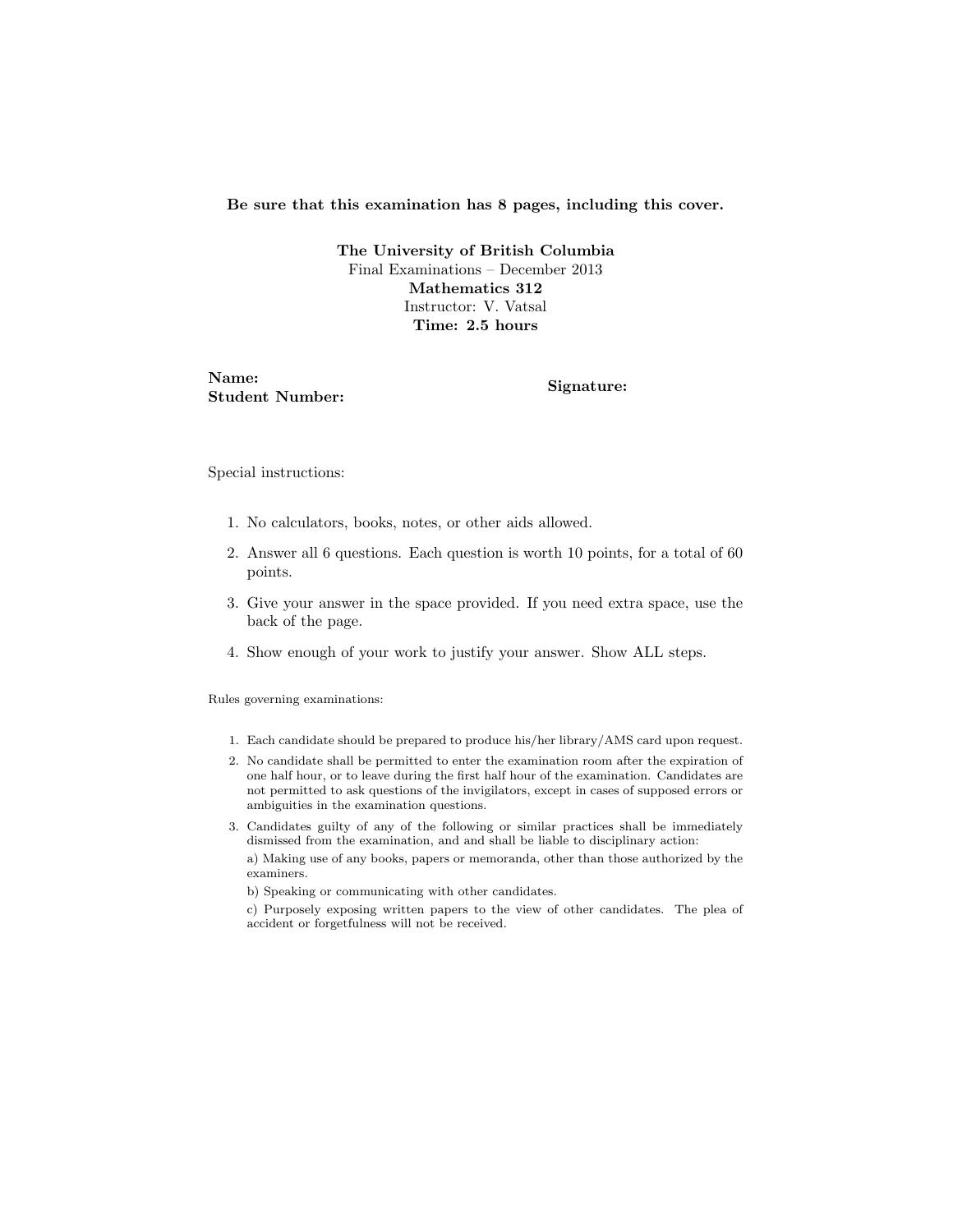**Be sure that this examination has 8 pages, including this cover.**

**The University of British Columbia**
Final Examinations – December 2013
**Mathematics 312**
Instructor: V. Vatsal
**Time: 2.5 hours**

**Name:**
**Student Number:**

**Signature:**

Special instructions:

1. No calculators, books, notes, or other aids allowed.
2. Answer all 6 questions. Each question is worth 10 points, for a total of 60 points.
3. Give your answer in the space provided. If you need extra space, use the back of the page.
4. Show enough of your work to justify your answer. Show ALL steps.

Rules governing examinations:

1. Each candidate should be prepared to produce his/her library/AMS card upon request.
2. No candidate shall be permitted to enter the examination room after the expiration of one half hour, or to leave during the first half hour of the examination. Candidates are not permitted to ask questions of the invigilators, except in cases of supposed errors or ambiguities in the examination questions.
3. Candidates guilty of any of the following or similar practices shall be immediately dismissed from the examination, and and shall be liable to disciplinary action:

   a) Making use of any books, papers or memoranda, other than those authorized by the examiners.

   b) Speaking or communicating with other candidates.

   c) Purposely exposing written papers to the view of other candidates. The plea of accident or forgetfulness will not be received.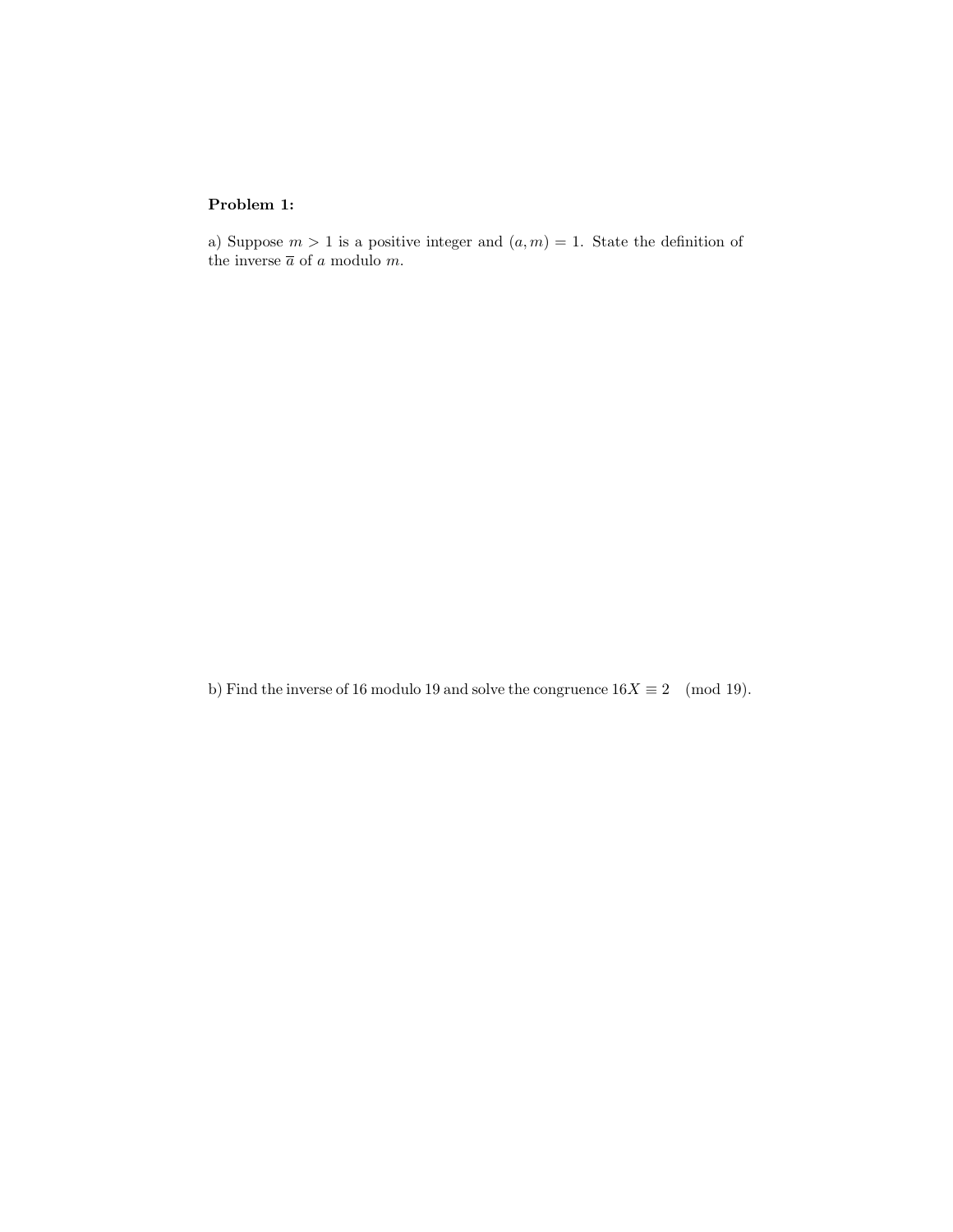**Problem 1:**

a) Suppose $m > 1$ is a positive integer and $(a, m) = 1$. State the definition of the inverse $\overline{a}$ of $a$ modulo $m$.

b) Find the inverse of 16 modulo 19 and solve the congruence $16X \equiv 2 \pmod{19}$.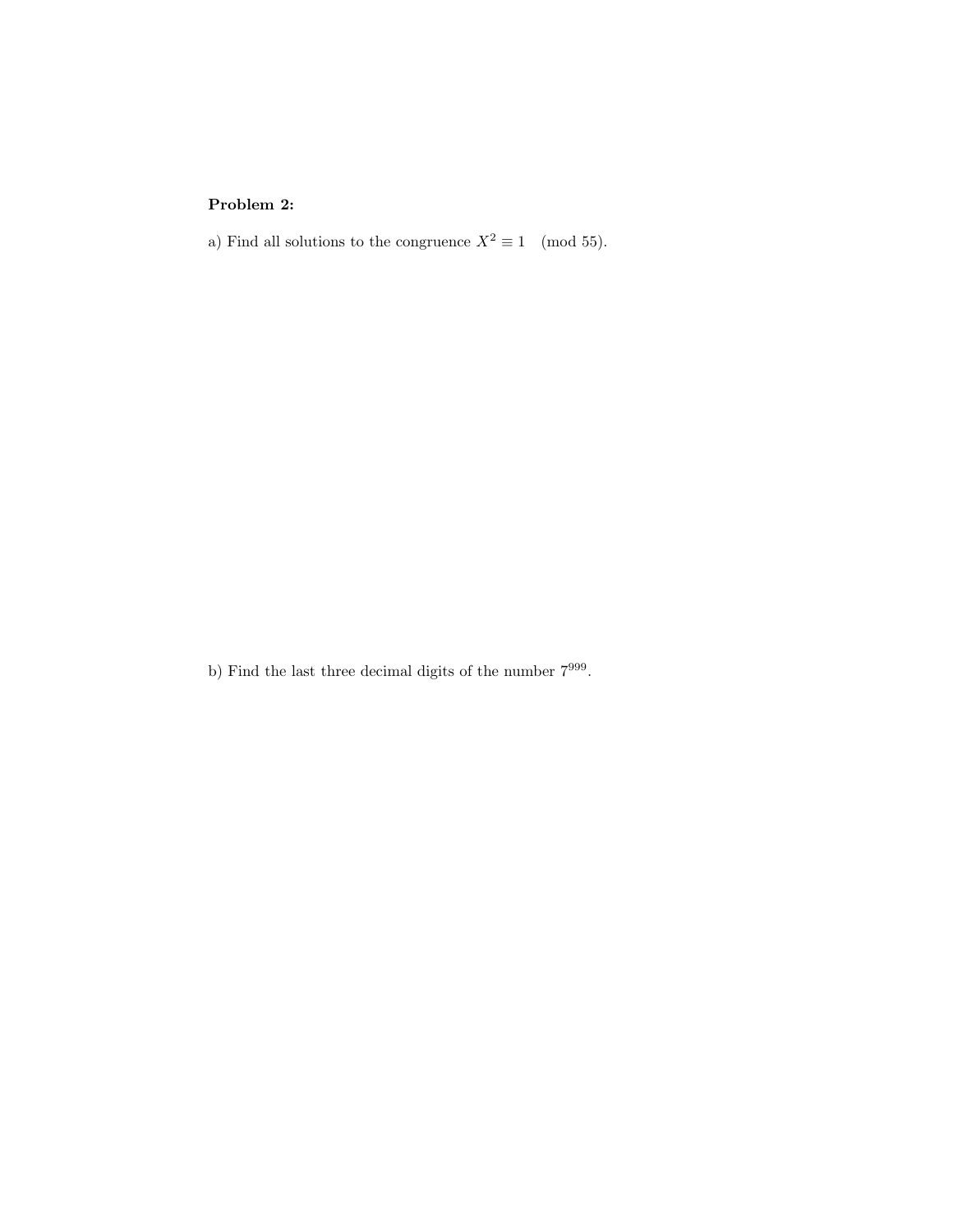**Problem 2:**

a) Find all solutions to the congruence $X^2 \equiv 1 \pmod{55}$.

b) Find the last three decimal digits of the number $7^{999}$.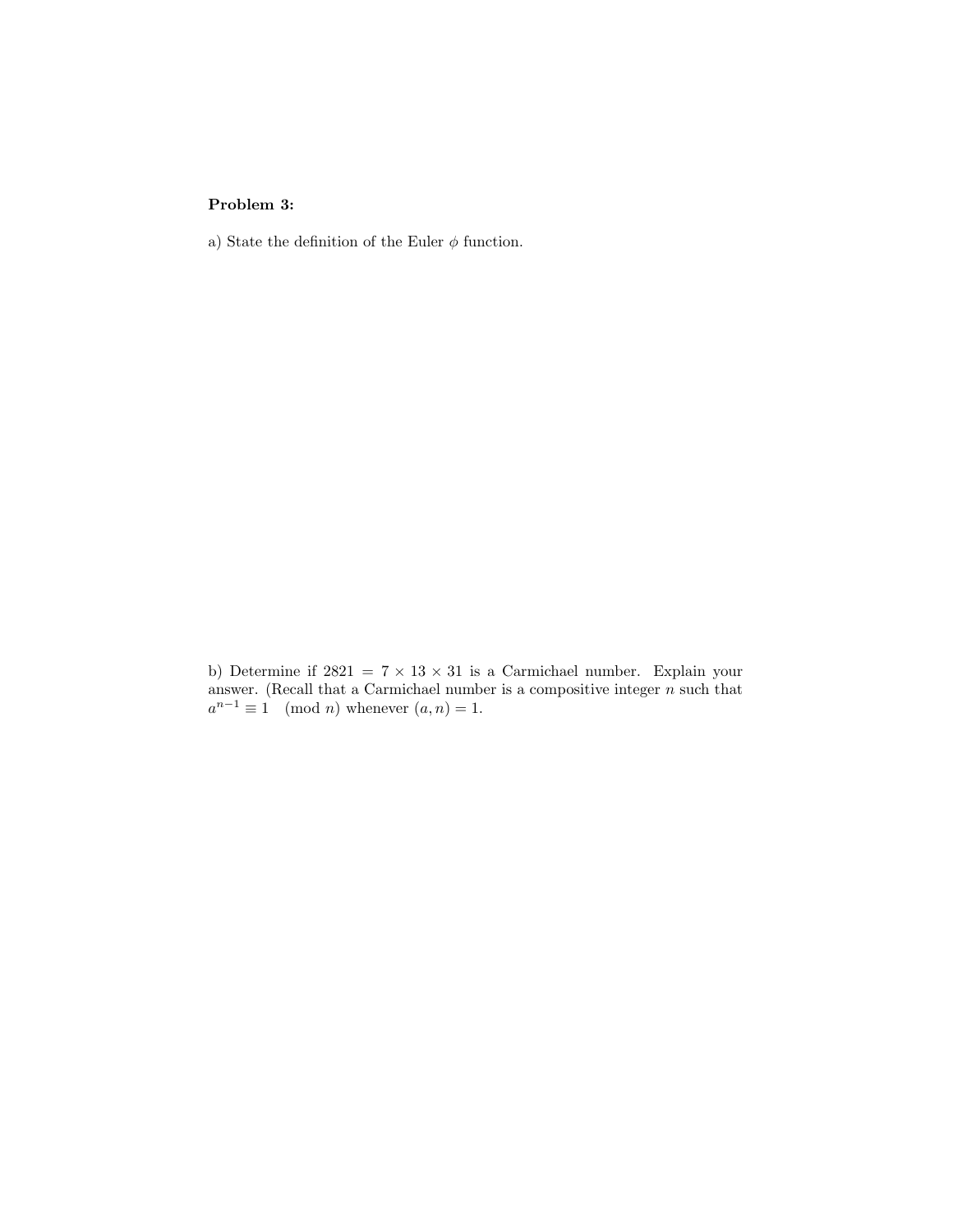**Problem 3:**

a) State the definition of the Euler $\phi$ function.

b) Determine if $2821 = 7 \times 13 \times 31$ is a Carmichael number. Explain your answer. (Recall that a Carmichael number is a compositive integer $n$ such that $a^{n-1} \equiv 1 \pmod{n}$ whenever $(a, n) = 1$.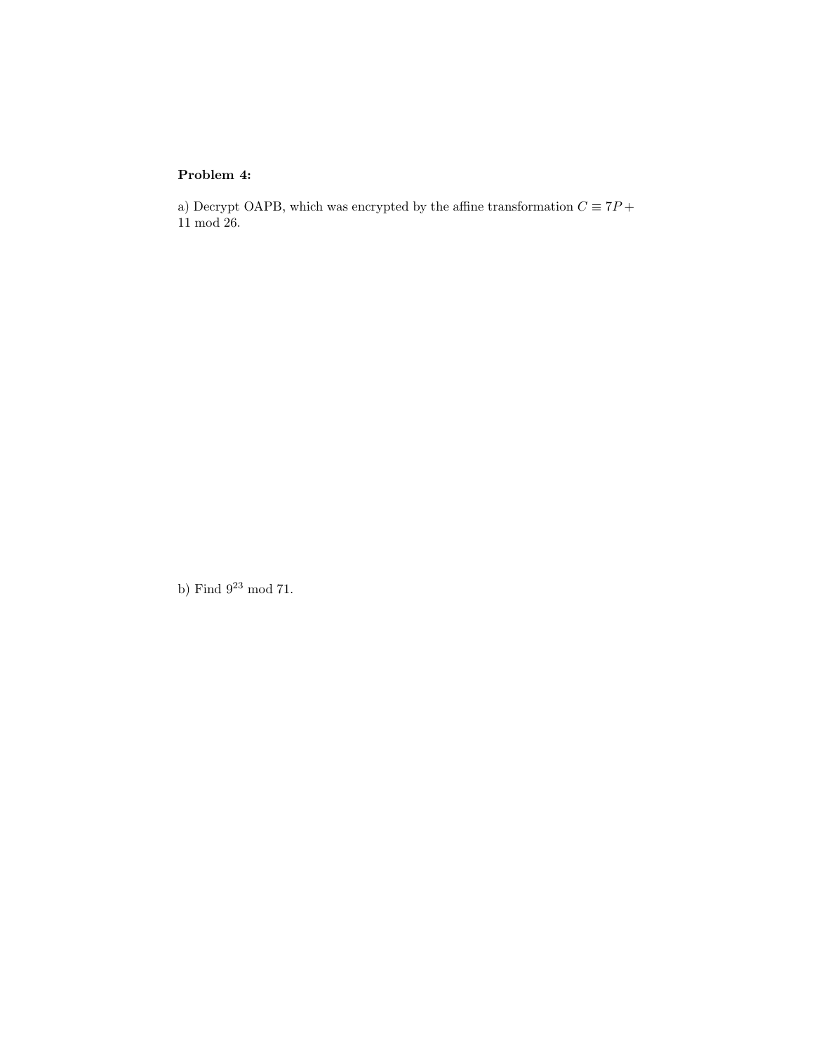**Problem 4:**

a) Decrypt OAPB, which was encrypted by the affine transformation $C \equiv 7P + 11 \bmod 26$.

b) Find $9^{23} \bmod 71$.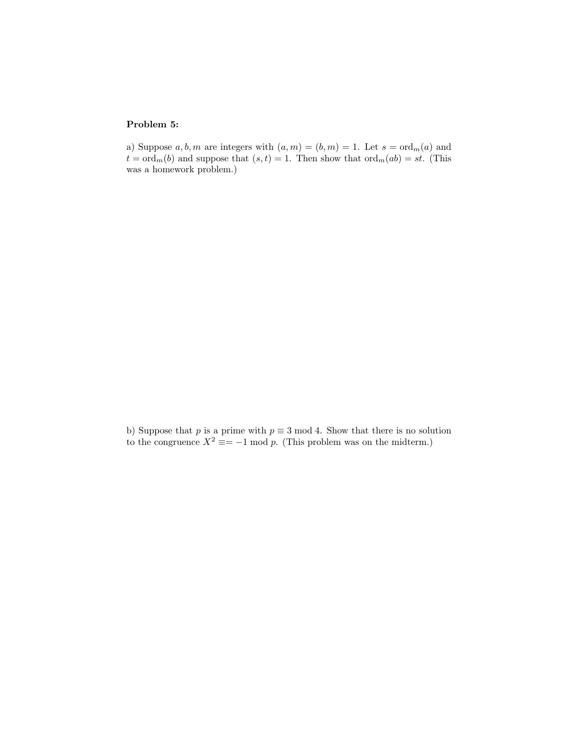**Problem 5:**

a) Suppose $a, b, m$ are integers with $(a, m) = (b, m) = 1$. Let $s = \text{ord}_m(a)$ and $t = \text{ord}_m(b)$ and suppose that $(s, t) = 1$. Then show that $\text{ord}_m(ab) = st$. (This was a homework problem.)

b) Suppose that $p$ is a prime with $p \equiv 3 \bmod 4$. Show that there is no solution to the congruence $X^2 \equiv= -1 \bmod p$. (This problem was on the midterm.)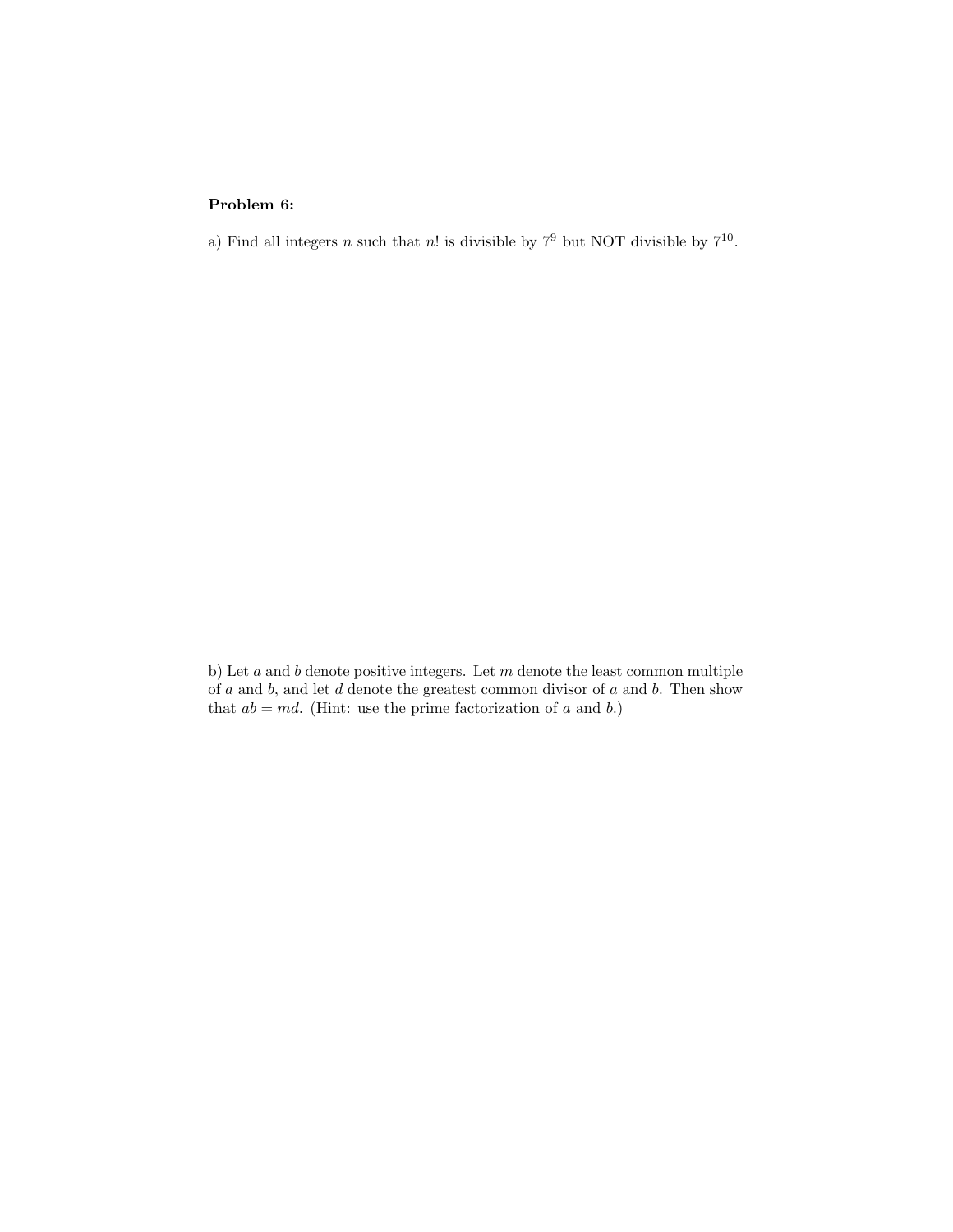**Problem 6:**

a) Find all integers $n$ such that $n!$ is divisible by $7^9$ but NOT divisible by $7^{10}$.

b) Let $a$ and $b$ denote positive integers. Let $m$ denote the least common multiple of $a$ and $b$, and let $d$ denote the greatest common divisor of $a$ and $b$. Then show that $ab = md$. (Hint: use the prime factorization of $a$ and $b$.)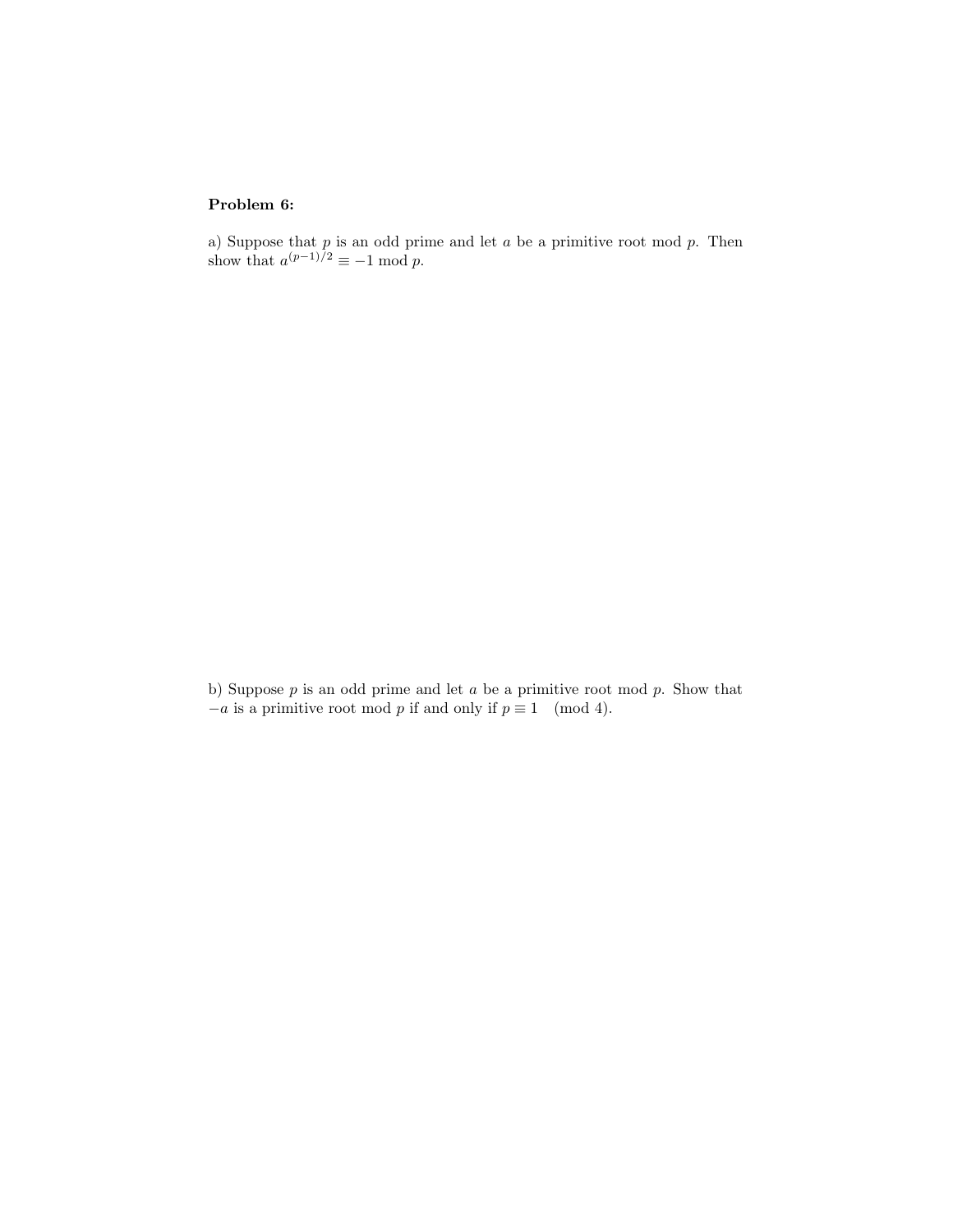**Problem 6:**

a) Suppose that $p$ is an odd prime and let $a$ be a primitive root mod $p$. Then show that $a^{(p-1)/2} \equiv -1 \bmod p$.

b) Suppose $p$ is an odd prime and let $a$ be a primitive root mod $p$. Show that $-a$ is a primitive root mod $p$ if and only if $p \equiv 1 \pmod 4$.